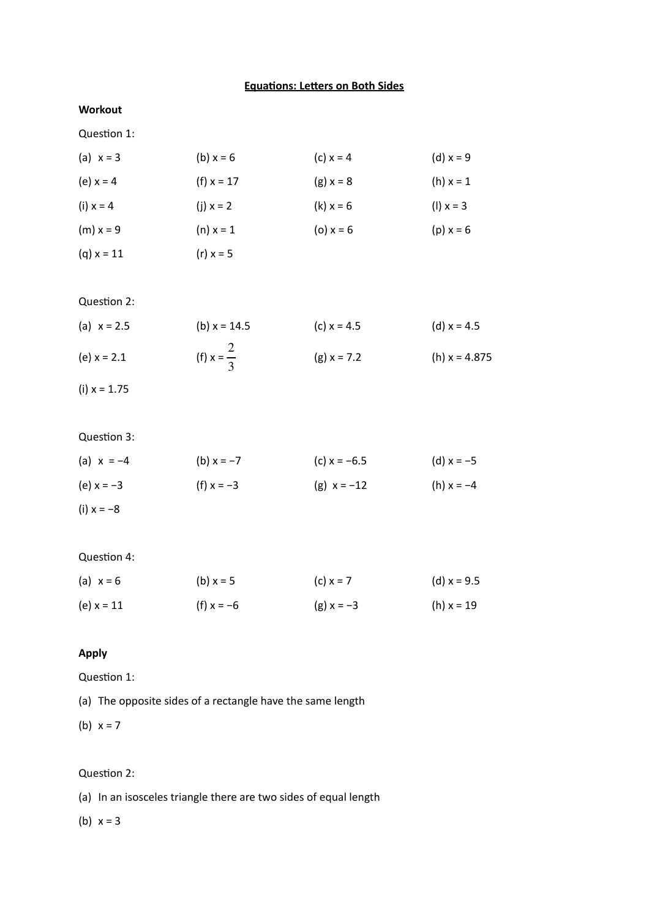# Equations: Letters on Both Sides

**Workout**

Question 1:

| | | | |
|---|---|---|---|
| (a) $x = 3$ | (b) $x = 6$ | (c) $x = 4$ | (d) $x = 9$ |
| (e) $x = 4$ | (f) $x = 17$ | (g) $x = 8$ | (h) $x = 1$ |
| (i) $x = 4$ | (j) $x = 2$ | (k) $x = 6$ | (l) $x = 3$ |
| (m) $x = 9$ | (n) $x = 1$ | (o) $x = 6$ | (p) $x = 6$ |
| (q) $x = 11$ | (r) $x = 5$ | | |

Question 2:

| | | | |
|---|---|---|---|
| (a) $x = 2.5$ | (b) $x = 14.5$ | (c) $x = 4.5$ | (d) $x = 4.5$ |
| (e) $x = 2.1$ | (f) $x = \frac{2}{3}$ | (g) $x = 7.2$ | (h) $x = 4.875$ |
| (i) $x = 1.75$ | | | |

Question 3:

| | | | |
|---|---|---|---|
| (a) $x = -4$ | (b) $x = -7$ | (c) $x = -6.5$ | (d) $x = -5$ |
| (e) $x = -3$ | (f) $x = -3$ | (g) $x = -12$ | (h) $x = -4$ |
| (i) $x = -8$ | | | |

Question 4:

| | | | |
|---|---|---|---|
| (a) $x = 6$ | (b) $x = 5$ | (c) $x = 7$ | (d) $x = 9.5$ |
| (e) $x = 11$ | (f) $x = -6$ | (g) $x = -3$ | (h) $x = 19$ |

**Apply**

Question 1:

(a) The opposite sides of a rectangle have the same length

(b) $x = 7$

Question 2:

(a) In an isosceles triangle there are two sides of equal length

(b) $x = 3$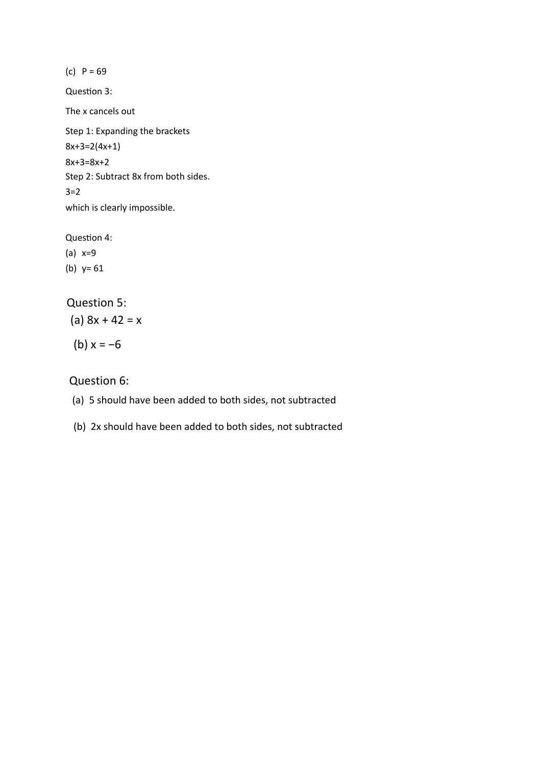(c) $P = 69$

Question 3:

The x cancels out

Step 1: Expanding the brackets

$8x+3=2(4x+1)$

$8x+3=8x+2$

Step 2: Subtract 8x from both sides.

$3=2$

which is clearly impossible.

Question 4:

(a) $x=9$

(b) $y= 61$

Question 5:

(a) $8x + 42 = x$

(b) $x = -6$

Question 6:

(a) 5 should have been added to both sides, not subtracted

(b) 2x should have been added to both sides, not subtracted